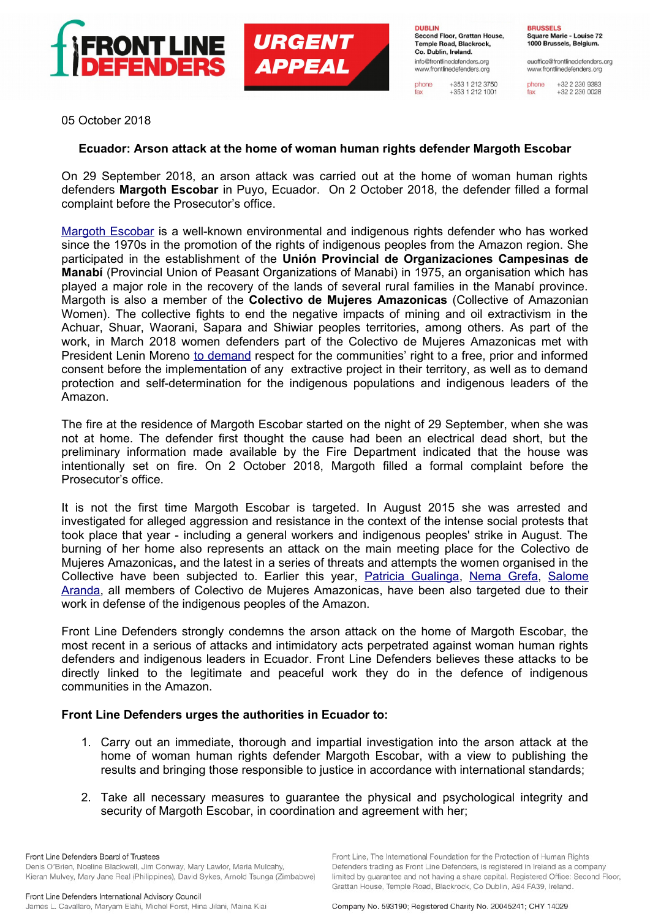05 October 2018

**Ecuador: Arson attack at the home of woman human rights defender Margoth Escobar**

On 29 September 2018, an arson attack was carried out at the home of woman human rights defenders **Margoth Escobar** in Puyo, Ecuador. On 2 October 2018, the defender filled a formal complaint before the Prosecutor's office.

Margoth Escobar is a well-known environmental and indigenous rights defender who has worked since the 1970s in the promotion of the rights of indigenous peoples from the Amazon region. She participated in the establishment of the **Unión Provincial de Organizaciones Campesinas de Manabí** (Provincial Union of Peasant Organizations of Manabi) in 1975, an organisation which has played a major role in the recovery of the lands of several rural families in the Manabí province. Margoth is also a member of the **Colectivo de Mujeres Amazonicas** (Collective of Amazonian Women). The collective fights to end the negative impacts of mining and oil extractivism in the Achuar, Shuar, Waorani, Sapara and Shiwiar peoples territories, among others. As part of the work, in March 2018 women defenders part of the Colectivo de Mujeres Amazonicas met with President Lenin Moreno to demand respect for the communities' right to a free, prior and informed consent before the implementation of any extractive project in their territory, as well as to demand protection and self-determination for the indigenous populations and indigenous leaders of the Amazon.

The fire at the residence of Margoth Escobar started on the night of 29 September, when she was not at home. The defender first thought the cause had been an electrical dead short, but the preliminary information made available by the Fire Department indicated that the house was intentionally set on fire. On 2 October 2018, Margoth filled a formal complaint before the Prosecutor's office.

It is not the first time Margoth Escobar is targeted. In August 2015 she was arrested and investigated for alleged aggression and resistance in the context of the intense social protests that took place that year - including a general workers and indigenous peoples' strike in August. The burning of her home also represents an attack on the main meeting place for the Colectivo de Mujeres Amazonicas**,** and the latest in a series of threats and attempts the women organised in the Collective have been subjected to. Earlier this year, Patricia Gualinga, Nema Grefa, Salome Aranda, all members of Colectivo de Mujeres Amazonicas, have been also targeted due to their work in defense of the indigenous peoples of the Amazon.

Front Line Defenders strongly condemns the arson attack on the home of Margoth Escobar, the most recent in a serious of attacks and intimidatory acts perpetrated against woman human rights defenders and indigenous leaders in Ecuador. Front Line Defenders believes these attacks to be directly linked to the legitimate and peaceful work they do in the defence of indigenous communities in the Amazon.

**Front Line Defenders urges the authorities in Ecuador to:**

1. Carry out an immediate, thorough and impartial investigation into the arson attack at the home of woman human rights defender Margoth Escobar, with a view to publishing the results and bringing those responsible to justice in accordance with international standards;

2. Take all necessary measures to guarantee the physical and psychological integrity and security of Margoth Escobar, in coordination and agreement with her;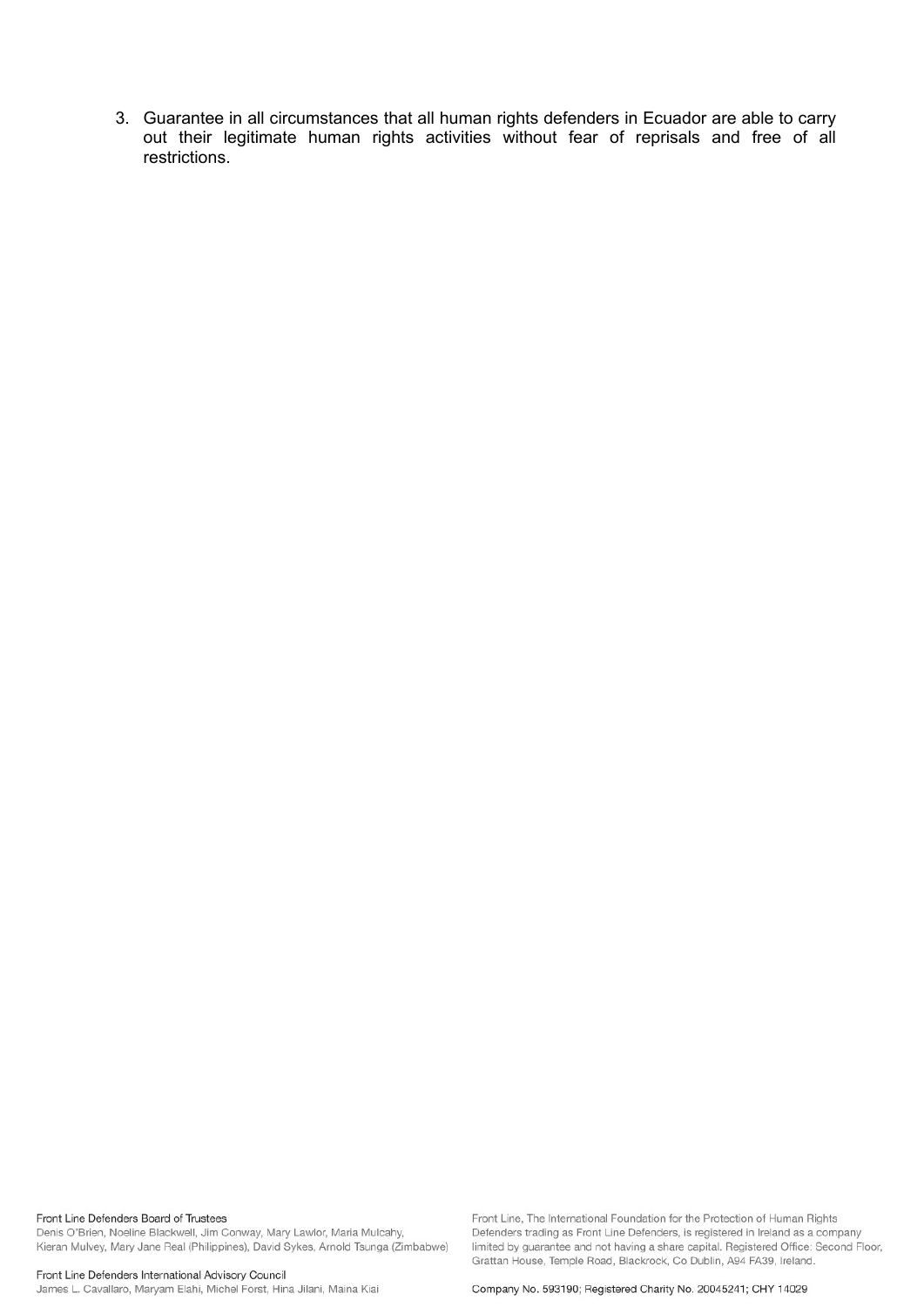3. Guarantee in all circumstances that all human rights defenders in Ecuador are able to carry out their legitimate human rights activities without fear of reprisals and free of all restrictions.